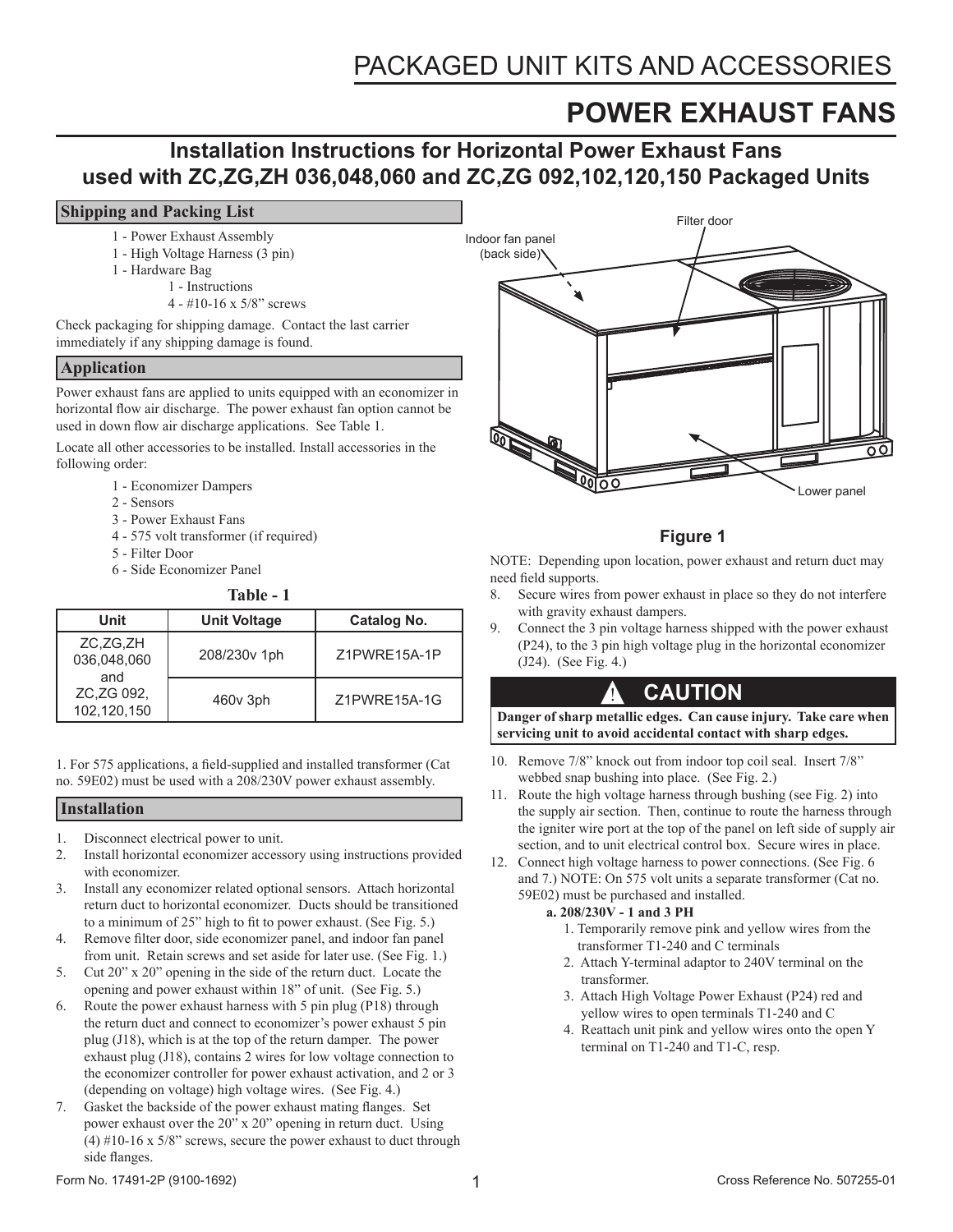# PACKAGED UNIT KITS AND ACCESSORIES

# POWER EXHAUST FANS

## Installation Instructions for Horizontal Power Exhaust Fans used with ZC,ZG,ZH 036,048,060 and ZC,ZG 092,102,120,150 Packaged Units

### Shipping and Packing List

- 1 - Power Exhaust Assembly
- 1 - High Voltage Harness (3 pin)
- 1 - Hardware Bag
  - 1 - Instructions
  - 4 - #10-16 x 5/8" screws

Check packaging for shipping damage. Contact the last carrier immediately if any shipping damage is found.

### Application

Power exhaust fans are applied to units equipped with an economizer in horizontal flow air discharge. The power exhaust fan option cannot be used in down flow air discharge applications. See Table 1.

Locate all other accessories to be installed. Install accessories in the following order:

1 - Economizer Dampers
2 - Sensors
3 - Power Exhaust Fans
4 - 575 volt transformer (if required)
5 - Filter Door
6 - Side Economizer Panel

**Table - 1**

| Unit | Unit Voltage | Catalog No. |
|---|---|---|
| ZC,ZG,ZH 036,048,060 and ZC,ZG 092, 102,120,150 | 208/230v 1ph | Z1PWRE15A-1P |
| | 460v 3ph | Z1PWRE15A-1G |

1. For 575 applications, a field-supplied and installed transformer (Cat no. 59E02) must be used with a 208/230V power exhaust assembly.

### Installation

1. Disconnect electrical power to unit.
2. Install horizontal economizer accessory using instructions provided with economizer.
3. Install any economizer related optional sensors. Attach horizontal return duct to horizontal economizer. Ducts should be transitioned to a minimum of 25" high to fit to power exhaust. (See Fig. 5.)
4. Remove filter door, side economizer panel, and indoor fan panel from unit. Retain screws and set aside for later use. (See Fig. 1.)
5. Cut 20" x 20" opening in the side of the return duct. Locate the opening and power exhaust within 18" of unit. (See Fig. 5.)
6. Route the power exhaust harness with 5 pin plug (P18) through the return duct and connect to economizer's power exhaust 5 pin plug (J18), which is at the top of the return damper. The power exhaust plug (J18), contains 2 wires for low voltage connection to the economizer controller for power exhaust activation, and 2 or 3 (depending on voltage) high voltage wires. (See Fig. 4.)
7. Gasket the backside of the power exhaust mating flanges. Set power exhaust over the 20" x 20" opening in return duct. Using (4) #10-16 x 5/8" screws, secure the power exhaust to duct through side flanges.

Filter door

Indoor fan panel (back side)

Lower panel

**Figure 1**

NOTE: Depending upon location, power exhaust and return duct may need field supports.

8. Secure wires from power exhaust in place so they do not interfere with gravity exhaust dampers.
9. Connect the 3 pin voltage harness shipped with the power exhaust (P24), to the 3 pin high voltage plug in the horizontal economizer (J24). (See Fig. 4.)

> **! CAUTION**
>
> **Danger of sharp metallic edges. Can cause injury. Take care when servicing unit to avoid accidental contact with sharp edges.**

10. Remove 7/8" knock out from indoor top coil seal. Insert 7/8" webbed snap bushing into place. (See Fig. 2.)
11. Route the high voltage harness through bushing (see Fig. 2) into the supply air section. Then, continue to route the harness through the igniter wire port at the top of the panel on left side of supply air section, and to unit electrical control box. Secure wires in place.
12. Connect high voltage harness to power connections. (See Fig. 6 and 7.) NOTE: On 575 volt units a separate transformer (Cat no. 59E02) must be purchased and installed.

    **a. 208/230V - 1 and 3 PH**

    1. Temporarily remove pink and yellow wires from the transformer T1-240 and C terminals
    2. Attach Y-terminal adaptor to 240V terminal on the transformer.
    3. Attach High Voltage Power Exhaust (P24) red and yellow wires to open terminals T1-240 and C
    4. Reattach unit pink and yellow wires onto the open Y terminal on T1-240 and T1-C, resp.

Form No. 17491-2P (9100-1692) Cross Reference No. 507255-01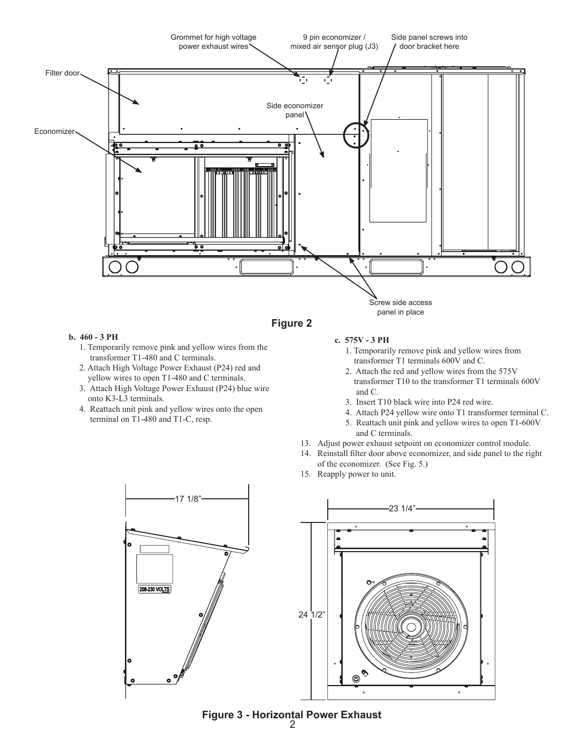**Figure 2**

**b. 460 - 3 PH**

1. Temporarily remove pink and yellow wires from the transformer T1-480 and C terminals.
2. Attach High Voltage Power Exhaust (P24) red and yellow wires to open T1-480 and C terminals.
3. Attach High Voltage Power Exhaust (P24) blue wire onto K3-L3 terminals.
4. Reattach unit pink and yellow wires onto the open terminal on T1-480 and T1-C, resp.

**c. 575V - 3 PH**

1. Temporarily remove pink and yellow wires from transformer T1 terminals 600V and C.
2. Attach the red and yellow wires from the 575V transformer T10 to the transformer T1 terminals 600V and C.
3. Insert T10 black wire into P24 red wire.
4. Attach P24 yellow wire onto T1 transformer terminal C.
5. Reattach unit pink and yellow wires to open T1-600V and C terminals.

13. Adjust power exhaust setpoint on economizer control module.
14. Reinstall filter door above economizer, and side panel to the right of the economizer. (See Fig. 5.)
15. Reapply power to unit.

**Figure 3 - Horizontal Power Exhaust**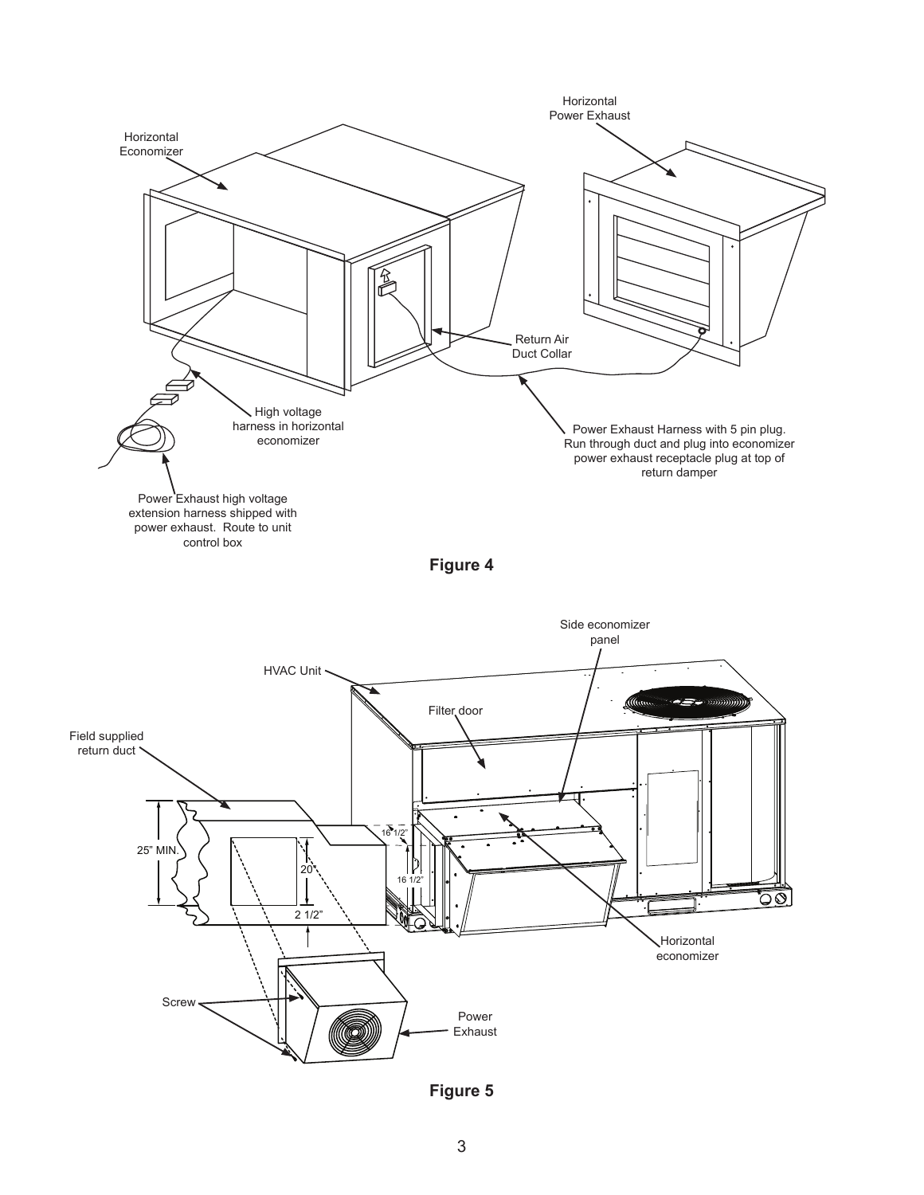Horizontal Economizer

Horizontal Power Exhaust

Return Air Duct Collar

High voltage harness in horizontal economizer

Power Exhaust Harness with 5 pin plug. Run through duct and plug into economizer power exhaust receptacle plug at top of return damper

Power Exhaust high voltage extension harness shipped with power exhaust. Route to unit control box

**Figure 4**

Side economizer panel

HVAC Unit

Filter door

Field supplied return duct

25" MIN.

20"

2 1/2"

16 1/2"

16 1/2"

Horizontal economizer

Screw

Power Exhaust

**Figure 5**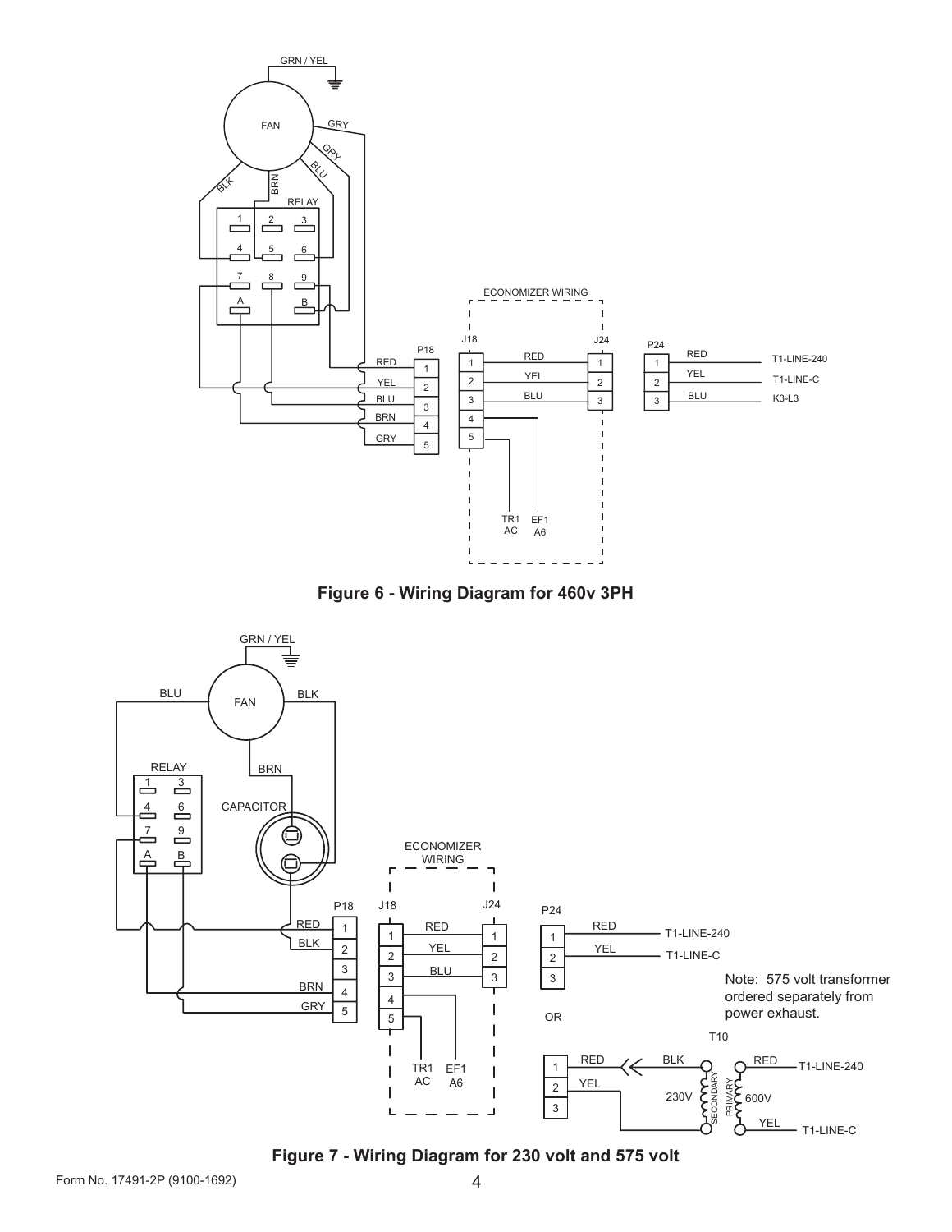GRN / YEL

FAN

GRY

GRY

BLU

BLK

BRN

RELAY

1 2 3

4 5 6

7 8 9

A B

ECONOMIZER WIRING

J18

J24

P18

P24

RED 1

YEL 2

BLU 3

BRN 4

GRY 5

1 RED 1

2 YEL 2

3 BLU 3

4

5

1 RED T1-LINE-240

2 YEL T1-LINE-C

3 BLU K3-L3

TR1 AC

EF1 A6

**Figure 6 - Wiring Diagram for 460v 3PH**

GRN / YEL

BLU FAN BLK

BRN

RELAY

1 3

4 6

7 9

A B

CAPACITOR

ECONOMIZER WIRING

P18

J18

J24

P24

RED 1

BLK 2

3

BRN 4

GRY 5

1 RED 1

2 YEL 2

3 BLU 3

4

5

1 RED T1-LINE-240

2 YEL T1-LINE-C

3

Note: 575 volt transformer ordered separately from power exhaust.

OR

T10

TR1 AC

EF1 A6

1 RED BLK

2 YEL

3

230V SECONDARY

PRIMARY 600V

RED T1-LINE-240

YEL T1-LINE-C

**Figure 7 - Wiring Diagram for 230 volt and 575 volt**

Form No. 17491-2P (9100-1692)